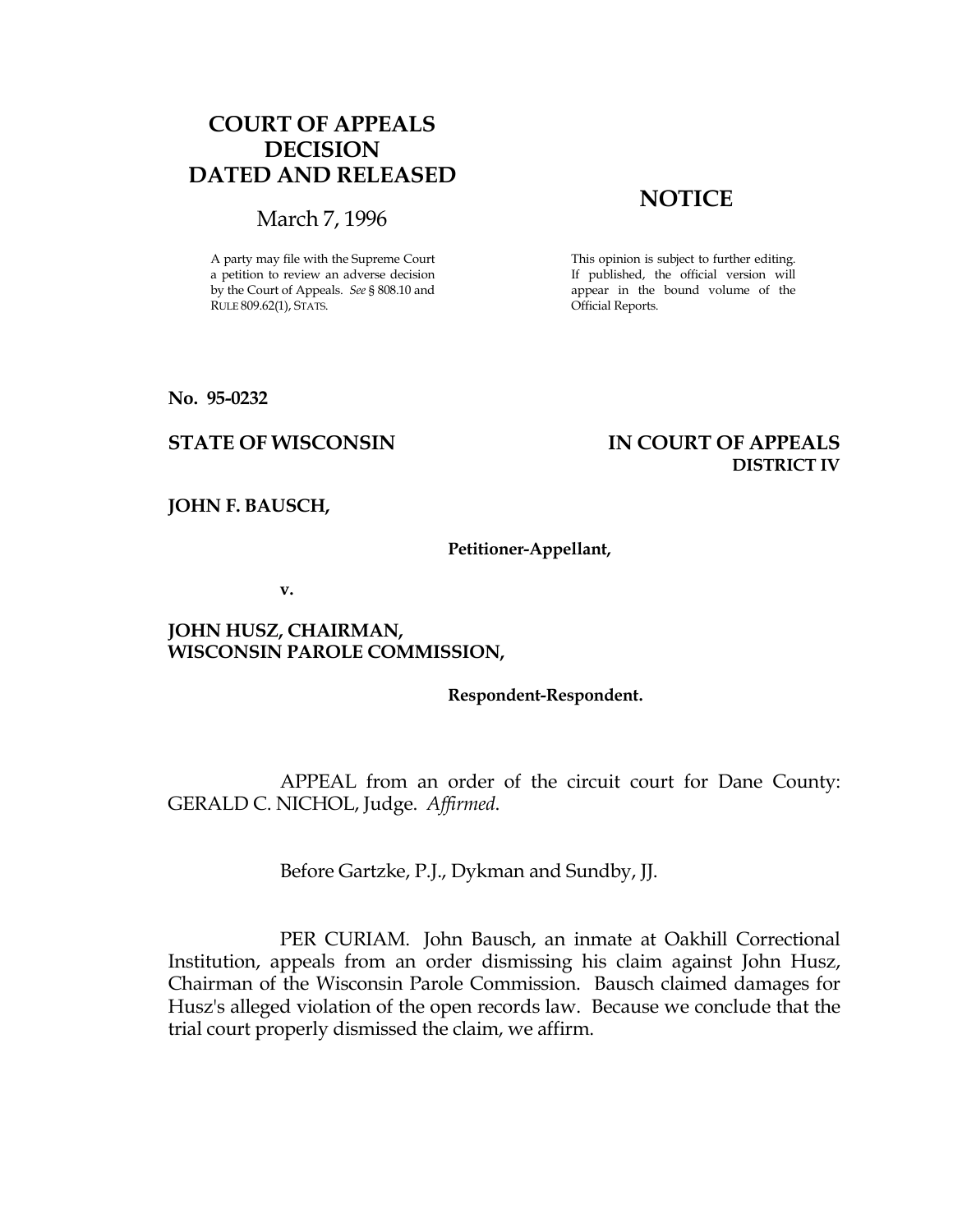# COURT OF APPEALS DECISION DATED AND RELEASED

March 7, 1996

A party may file with the Supreme Court a petition to review an adverse decision by the Court of Appeals. *See* § 808.10 and RULE 809.62(1), STATS.

## NOTICE

This opinion is subject to further editing. If published, the official version will appear in the bound volume of the Official Reports.

**No. 95-0232**

**STATE OF WISCONSIN** **IN COURT OF APPEALS**
**DISTRICT IV**

**JOHN F. BAUSCH,**

**Petitioner-Appellant,**

**v.**

**JOHN HUSZ, CHAIRMAN, WISCONSIN PAROLE COMMISSION,**

**Respondent-Respondent.**

APPEAL from an order of the circuit court for Dane County: GERALD C. NICHOL, Judge. *Affirmed*.

Before Gartzke, P.J., Dykman and Sundby, JJ.

PER CURIAM. John Bausch, an inmate at Oakhill Correctional Institution, appeals from an order dismissing his claim against John Husz, Chairman of the Wisconsin Parole Commission. Bausch claimed damages for Husz's alleged violation of the open records law. Because we conclude that the trial court properly dismissed the claim, we affirm.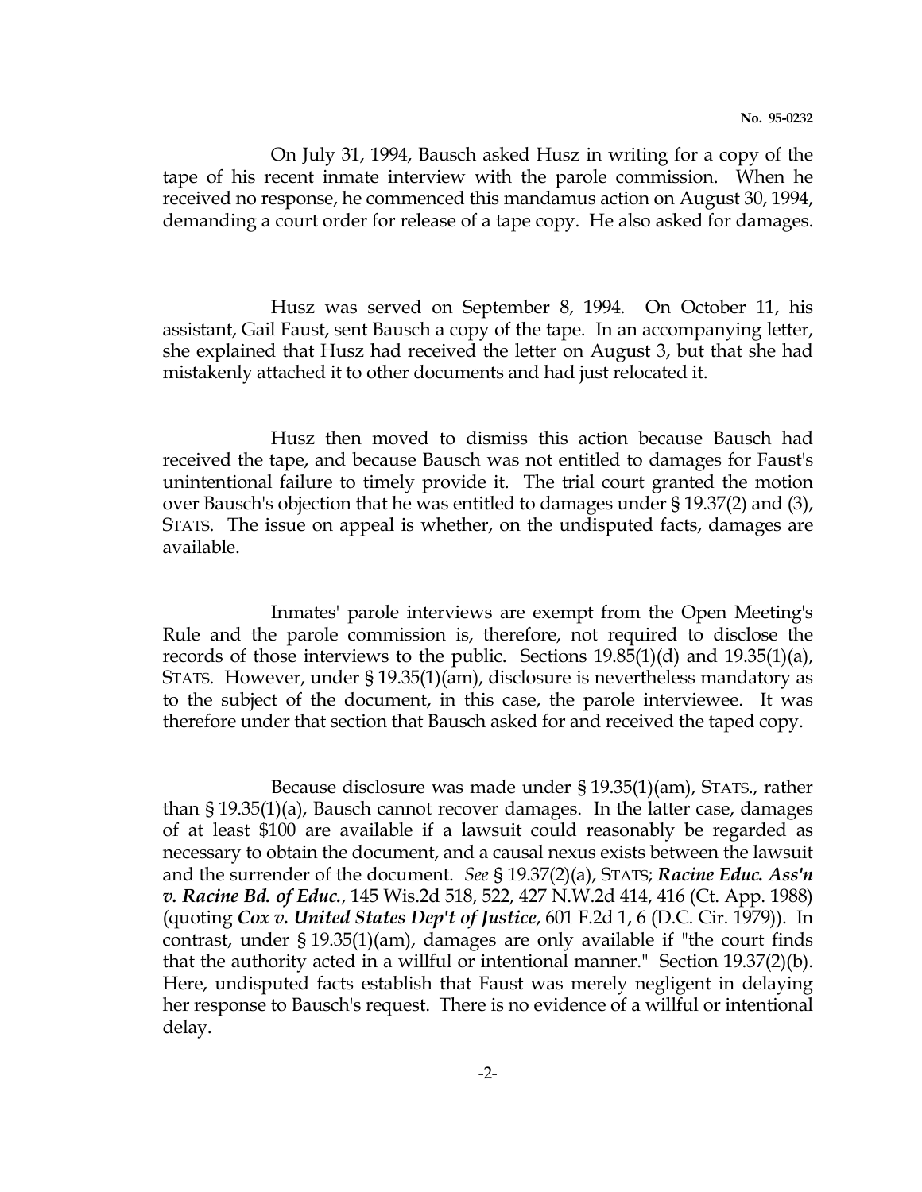On July 31, 1994, Bausch asked Husz in writing for a copy of the tape of his recent inmate interview with the parole commission. When he received no response, he commenced this mandamus action on August 30, 1994, demanding a court order for release of a tape copy. He also asked for damages.

Husz was served on September 8, 1994. On October 11, his assistant, Gail Faust, sent Bausch a copy of the tape. In an accompanying letter, she explained that Husz had received the letter on August 3, but that she had mistakenly attached it to other documents and had just relocated it.

Husz then moved to dismiss this action because Bausch had received the tape, and because Bausch was not entitled to damages for Faust's unintentional failure to timely provide it. The trial court granted the motion over Bausch's objection that he was entitled to damages under § 19.37(2) and (3), STATS. The issue on appeal is whether, on the undisputed facts, damages are available.

Inmates' parole interviews are exempt from the Open Meeting's Rule and the parole commission is, therefore, not required to disclose the records of those interviews to the public. Sections 19.85(1)(d) and 19.35(1)(a), STATS. However, under § 19.35(1)(am), disclosure is nevertheless mandatory as to the subject of the document, in this case, the parole interviewee. It was therefore under that section that Bausch asked for and received the taped copy.

Because disclosure was made under § 19.35(1)(am), STATS., rather than § 19.35(1)(a), Bausch cannot recover damages. In the latter case, damages of at least $100 are available if a lawsuit could reasonably be regarded as necessary to obtain the document, and a causal nexus exists between the lawsuit and the surrender of the document. *See* § 19.37(2)(a), STATS; ***Racine Educ. Ass'n v. Racine Bd. of Educ.***, 145 Wis.2d 518, 522, 427 N.W.2d 414, 416 (Ct. App. 1988) (quoting ***Cox v. United States Dep't of Justice***, 601 F.2d 1, 6 (D.C. Cir. 1979)). In contrast, under § 19.35(1)(am), damages are only available if "the court finds that the authority acted in a willful or intentional manner." Section 19.37(2)(b). Here, undisputed facts establish that Faust was merely negligent in delaying her response to Bausch's request. There is no evidence of a willful or intentional delay.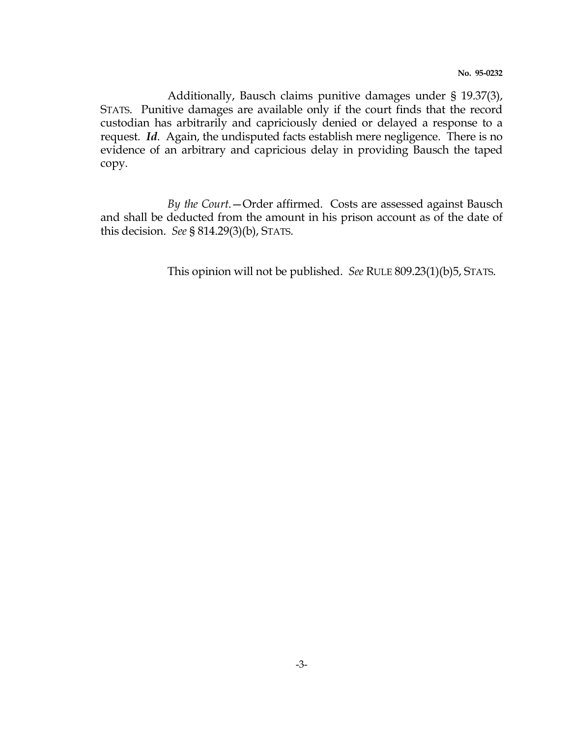Additionally, Bausch claims punitive damages under § 19.37(3), STATS. Punitive damages are available only if the court finds that the record custodian has arbitrarily and capriciously denied or delayed a response to a request. ***Id***. Again, the undisputed facts establish mere negligence. There is no evidence of an arbitrary and capricious delay in providing Bausch the taped copy.

*By the Court.*—Order affirmed. Costs are assessed against Bausch and shall be deducted from the amount in his prison account as of the date of this decision. *See* § 814.29(3)(b), STATS.

This opinion will not be published. *See* RULE 809.23(1)(b)5, STATS.